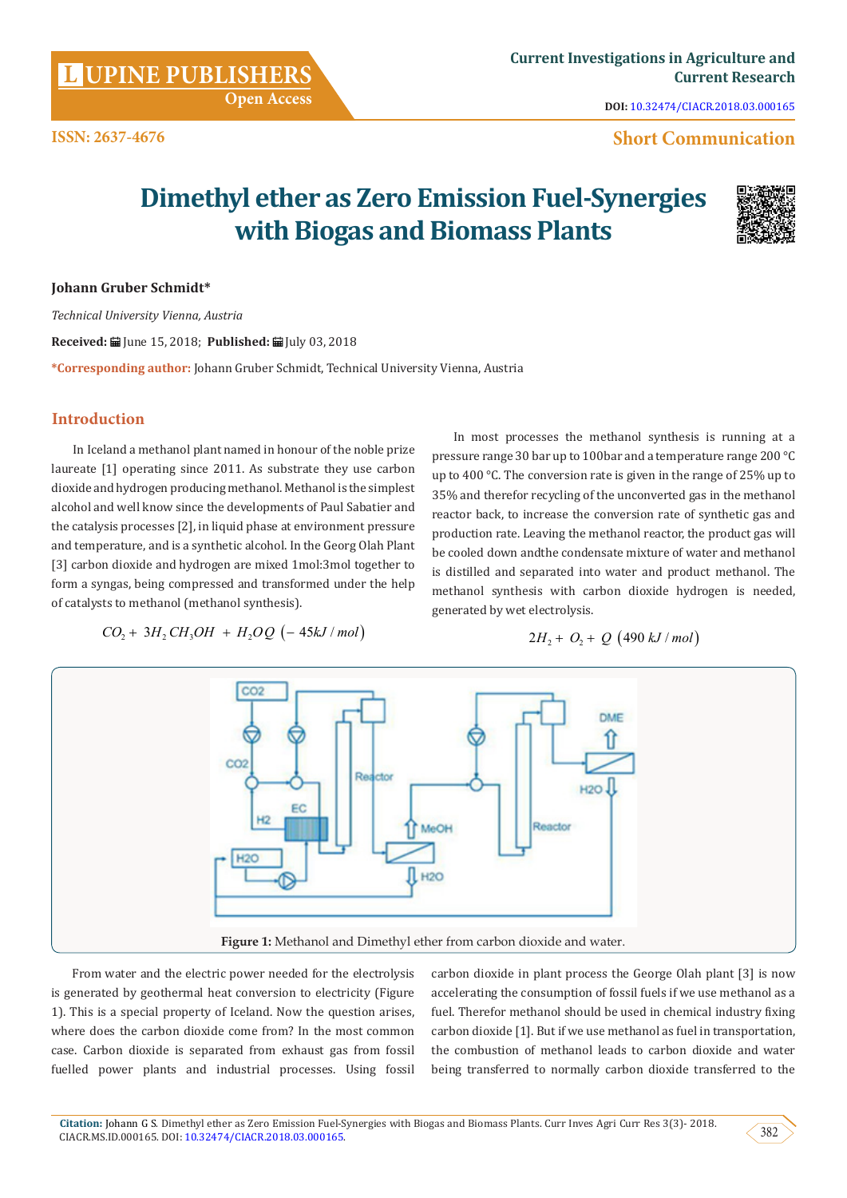# Dimethyl ether as Zero Emission Fuel-Synergies with Biogas and Biomass Plants

**Johann Gruber Schmidt***

*Technical University Vienna, Austria*

**Received:** June 15, 2018; **Published:** July 03, 2018

***Corresponding author:** Johann Gruber Schmidt, Technical University Vienna, Austria

## Introduction

In Iceland a methanol plant named in honour of the noble prize laureate [1] operating since 2011. As substrate they use carbon dioxide and hydrogen producing methanol. Methanol is the simplest alcohol and well know since the developments of Paul Sabatier and the catalysis processes [2], in liquid phase at environment pressure and temperature, and is a synthetic alcohol. In the Georg Olah Plant [3] carbon dioxide and hydrogen are mixed 1mol:3mol together to form a syngas, being compressed and transformed under the help of catalysts to methanol (methanol synthesis).

$$CO_2 + 3H_2 CH_3OH + H_2OQ \left(-45kJ/mol\right)$$

In most processes the methanol synthesis is running at a pressure range 30 bar up to 100bar and a temperature range 200 °C up to 400 °C. The conversion rate is given in the range of 25% up to 35% and therefor recycling of the unconverted gas in the methanol reactor back, to increase the conversion rate of synthetic gas and production rate. Leaving the methanol reactor, the product gas will be cooled down andthe condensate mixture of water and methanol is distilled and separated into water and product methanol. The methanol synthesis with carbon dioxide hydrogen is needed, generated by wet electrolysis.

$$2H_2 + O_2 + Q \left(490\ kJ/mol\right)$$

**Figure 1:** Methanol and Dimethyl ether from carbon dioxide and water.

From water and the electric power needed for the electrolysis is generated by geothermal heat conversion to electricity (Figure 1). This is a special property of Iceland. Now the question arises, where does the carbon dioxide come from? In the most common case. Carbon dioxide is separated from exhaust gas from fossil fuelled power plants and industrial processes. Using fossil carbon dioxide in plant process the George Olah plant [3] is now accelerating the consumption of fossil fuels if we use methanol as a fuel. Therefor methanol should be used in chemical industry fixing carbon dioxide [1]. But if we use methanol as fuel in transportation, the combustion of methanol leads to carbon dioxide and water being transferred to normally carbon dioxide transferred to the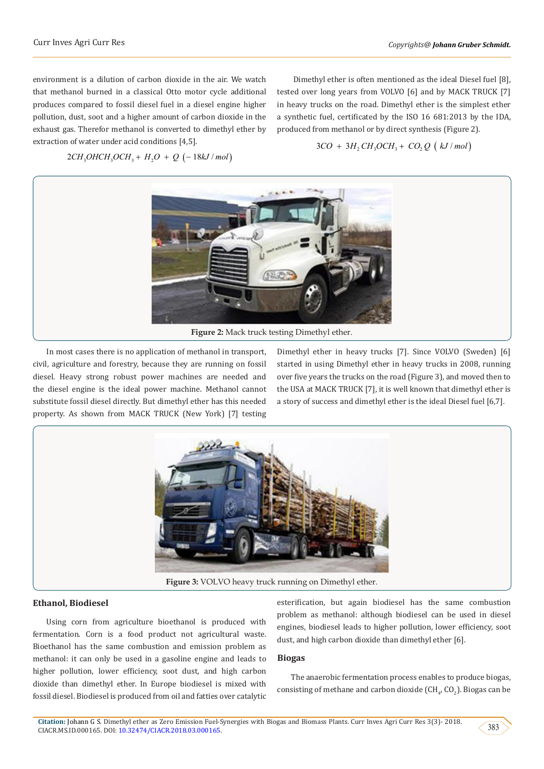environment is a dilution of carbon dioxide in the air. We watch that methanol burned in a classical Otto motor cycle additional produces compared to fossil diesel fuel in a diesel engine higher pollution, dust, soot and a higher amount of carbon dioxide in the exhaust gas. Therefor methanol is converted to dimethyl ether by extraction of water under acid conditions [4,5].

$$2CH_3OHCH_3OCH_3 + H_2O + Q\ (-18kJ/mol)$$

Dimethyl ether is often mentioned as the ideal Diesel fuel [8], tested over long years from VOLVO [6] and by MACK TRUCK [7] in heavy trucks on the road. Dimethyl ether is the simplest ether a synthetic fuel, certificated by the ISO 16 681:2013 by the IDA, produced from methanol or by direct synthesis (Figure 2).

$$3CO + 3H_2\,CH_3OCH_3 + CO_2\,Q\ (kJ/mol)$$

**Figure 2:** Mack truck testing Dimethyl ether.

In most cases there is no application of methanol in transport, civil, agriculture and forestry, because they are running on fossil diesel. Heavy strong robust power machines are needed and the diesel engine is the ideal power machine. Methanol cannot substitute fossil diesel directly. But dimethyl ether has this needed property. As shown from MACK TRUCK (New York) [7] testing Dimethyl ether in heavy trucks [7]. Since VOLVO (Sweden) [6] started in using Dimethyl ether in heavy trucks in 2008, running over five years the trucks on the road (Figure 3), and moved then to the USA at MACK TRUCK [7], it is well known that dimethyl ether is a story of success and dimethyl ether is the ideal Diesel fuel [6,7].

**Figure 3:** VOLVO heavy truck running on Dimethyl ether.

## Ethanol, Biodiesel

Using corn from agriculture bioethanol is produced with fermentation. Corn is a food product not agricultural waste. Bioethanol has the same combustion and emission problem as methanol: it can only be used in a gasoline engine and leads to higher pollution, lower efficiency, soot dust, and high carbon dioxide than dimethyl ether. In Europe biodiesel is mixed with fossil diesel. Biodiesel is produced from oil and fatties over catalytic esterification, but again biodiesel has the same combustion problem as methanol: although biodiesel can be used in diesel engines, biodiesel leads to higher pollution, lower efficiency, soot dust, and high carbon dioxide than dimethyl ether [6].

## Biogas

The anaerobic fermentation process enables to produce biogas, consisting of methane and carbon dioxide ($CH_4$, $CO_2$). Biogas can be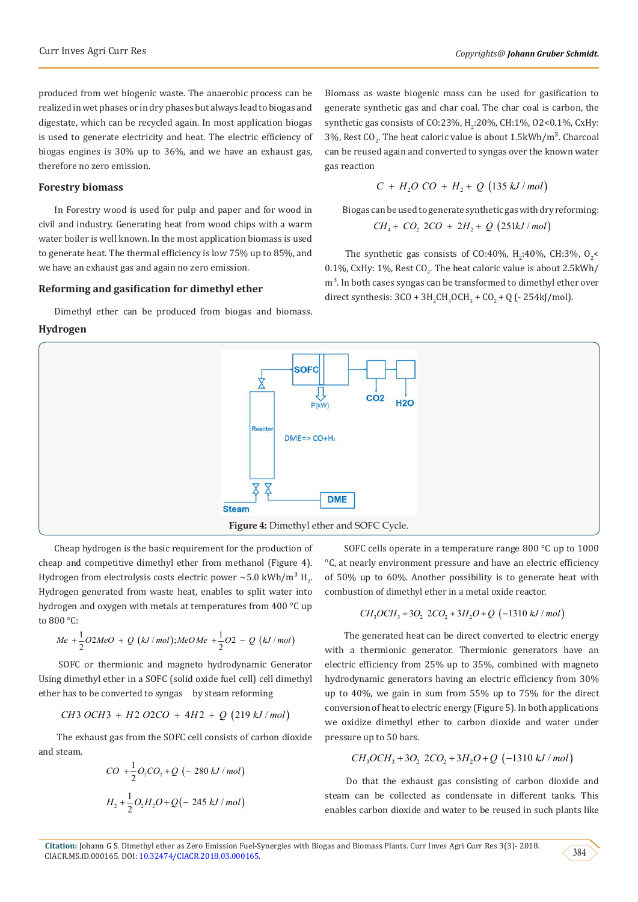produced from wet biogenic waste. The anaerobic process can be realized in wet phases or in dry phases but always lead to biogas and digestate, which can be recycled again. In most application biogas is used to generate electricity and heat. The electric efficiency of biogas engines is 30% up to 36%, and we have an exhaust gas, therefore no zero emission.

### Forestry biomass

In Forestry wood is used for pulp and paper and for wood in civil and industry. Generating heat from wood chips with a warm water boiler is well known. In the most application biomass is used to generate heat. The thermal efficiency is low 75% up to 85%, and we have an exhaust gas and again no zero emission.

### Reforming and gasification for dimethyl ether

Dimethyl ether can be produced from biogas and biomass. Biomass as waste biogenic mass can be used for gasification to generate synthetic gas and char coal. The char coal is carbon, the synthetic gas consists of CO:23%, $H_2$:20%, CH:1%, O2<0.1%, CxHy: 3%, Rest $CO_2$. The heat caloric value is about 1.5kWh/m$^3$. Charcoal can be reused again and converted to syngas over the known water gas reaction

$$C + H_2O\ CO + H_2 + Q\ (135\ kJ/mol)$$

Biogas can be used to generate synthetic gas with dry reforming:

$$CH_4 + CO_2\ 2CO + 2H_2 + Q\ (251kJ/mol)$$

The synthetic gas consists of CO:40%, $H_2$:40%, CH:3%, $O_2$< 0.1%, CxHy: 1%, Rest $CO_2$. The heat caloric value is about 2.5kWh/m$^3$. In both cases syngas can be transformed to dimethyl ether over direct synthesis: $3CO + 3H_2 CH_3OCH_3 + CO_2 + Q$ (- 254kJ/mol).

### Hydrogen

Figure 4: Dimethyl ether and SOFC Cycle.

Cheap hydrogen is the basic requirement for the production of cheap and competitive dimethyl ether from methanol (Figure 4). Hydrogen from electrolysis costs electric power ~5.0 kWh/m$^3$ $H_2$. Hydrogen generated from waste heat, enables to split water into hydrogen and oxygen with metals at temperatures from 400 °C up to 800 °C:

$$Me + \frac{1}{2}O2MeO + Q\ (kJ/mol); MeO\ Me + \frac{1}{2}O2 - Q\ (kJ/mol)$$

SOFC or thermionic and magneto hydrodynamic Generator Using dimethyl ether in a SOFC (solid oxide fuel cell) cell dimethyl ether has to be converted to syngas by steam reforming

$$CH3\ OCH3 + H2\ O2CO + 4H2 + Q\ (219\ kJ/mol)$$

The exhaust gas from the SOFC cell consists of carbon dioxide and steam.

$$CO + \frac{1}{2}O_2CO_2 + Q\ (-\ 280\ kJ/mol)$$

$$H_2 + \frac{1}{2}O_2H_2O + Q(-\ 245\ kJ/mol)$$

SOFC cells operate in a temperature range 800 °C up to 1000 °C, at nearly environment pressure and have an electric efficiency of 50% up to 60%. Another possibility is to generate heat with combustion of dimethyl ether in a metal oxide reactor.

$$CH_3OCH_3 + 3O_2\ 2CO_2 + 3H_2O + Q\ (-1310\ kJ/mol)$$

The generated heat can be direct converted to electric energy with a thermionic generator. Thermionic generators have an electric efficiency from 25% up to 35%, combined with magneto hydrodynamic generators having an electric efficiency from 30% up to 40%, we gain in sum from 55% up to 75% for the direct conversion of heat to electric energy (Figure 5). In both applications we oxidize dimethyl ether to carbon dioxide and water under pressure up to 50 bars.

$$CH_3OCH_3 + 3O_2\ 2CO_2 + 3H_2O + Q\ (-1310\ kJ/mol)$$

Do that the exhaust gas consisting of carbon dioxide and steam can be collected as condensate in different tanks. This enables carbon dioxide and water to be reused in such plants like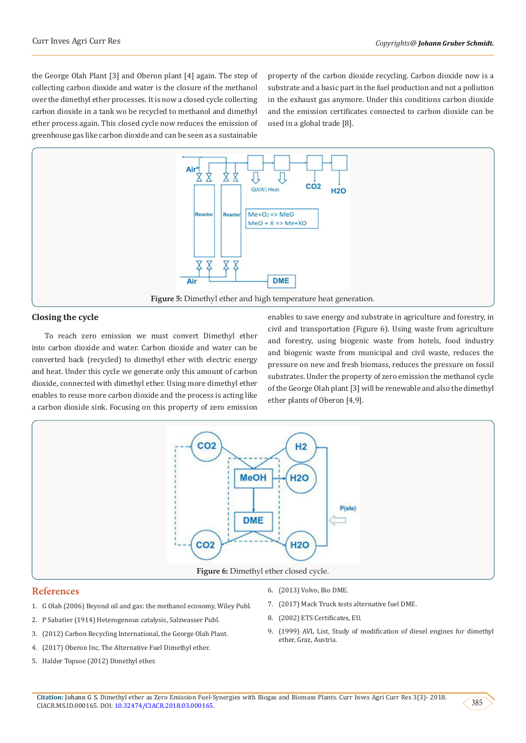the George Olah Plant [3] and Oberon plant [4] again. The step of collecting carbon dioxide and water is the closure of the methanol over the dimethyl ether processes. It is now a closed cycle collecting carbon dioxide in a tank wo be recycled to methanol and dimethyl ether process again. This closed cycle now reduces the emission of greenhouse gas like carbon dioxide and can be seen as a sustainable property of the carbon dioxide recycling. Carbon dioxide now is a substrate and a basic part in the fuel production and not a pollution in the exhaust gas anymore. Under this conditions carbon dioxide and the emission certificates connected to carbon dioxide can be used in a global trade [8].

**Figure 5:** Dimethyl ether and high temperature heat generation.

## Closing the cycle

To reach zero emission we must convert Dimethyl ether into carbon dioxide and water. Carbon dioxide and water can be converted back (recycled) to dimethyl ether with electric energy and heat. Under this cycle we generate only this amount of carbon dioxide, connected with dimethyl ether. Using more dimethyl ether enables to reuse more carbon dioxide and the process is acting like a carbon dioxide sink. Focusing on this property of zero emission enables to save energy and substrate in agriculture and forestry, in civil and transportation (Figure 6). Using waste from agriculture and forestry, using biogenic waste from hotels, food industry and biogenic waste from municipal and civil waste, reduces the pressure on new and fresh biomass, reduces the pressure on fossil substrates. Under the property of zero emission the methanol cycle of the George Olah plant [3] will be renewable and also the dimethyl ether plants of Oberon [4,9].

**Figure 6:** Dimethyl ether closed cycle.

## References

1. G Olah (2006) Beyond oil and gas: the methanol economy, Wiley Publ.
2. P Sabatier (1914) Heterogenous catalysis, Salzwasser Publ.
3. (2012) Carbon Recycling International, the George Olah Plant.
4. (2017) Oberon Inc, The Alternative Fuel Dimethyl ether.
5. Halder Topsoe (2012) Dimethyl ether.
6. (2013) Volvo, Bio DME.
7. (2017) Mack Truck tests alternative fuel DME.
8. (2002) ETS Certificates, EU.
9. (1999) AVL List, Study of modification of diesel engines for dimethyl ether, Graz, Austria.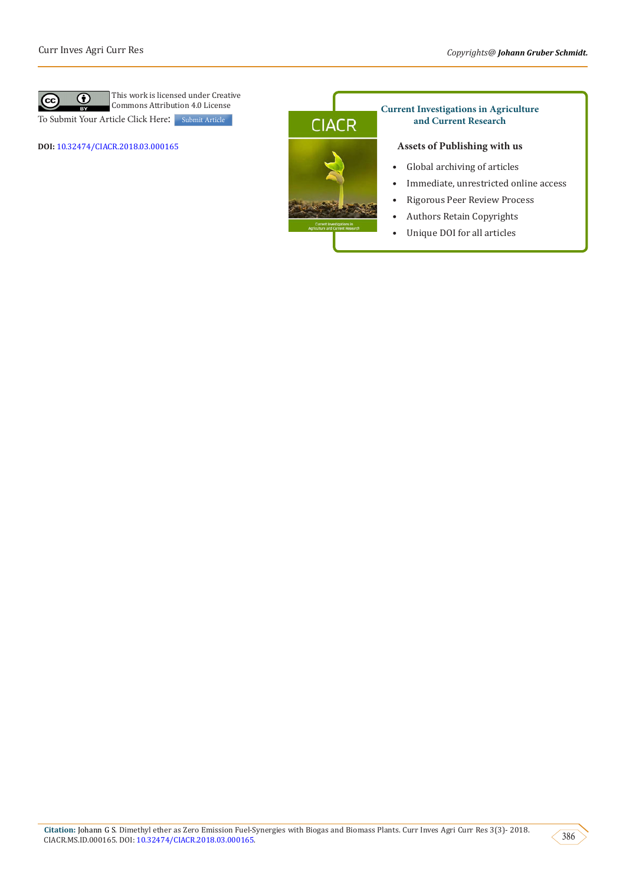This work is licensed under Creative Commons Attribution 4.0 License

To Submit Your Article Click Here: Submit Article

**DOI:** 10.32474/CIACR.2018.03.000165

**Current Investigations in Agriculture and Current Research**

**Assets of Publishing with us**

- Global archiving of articles
- Immediate, unrestricted online access
- Rigorous Peer Review Process
- Authors Retain Copyrights
- Unique DOI for all articles